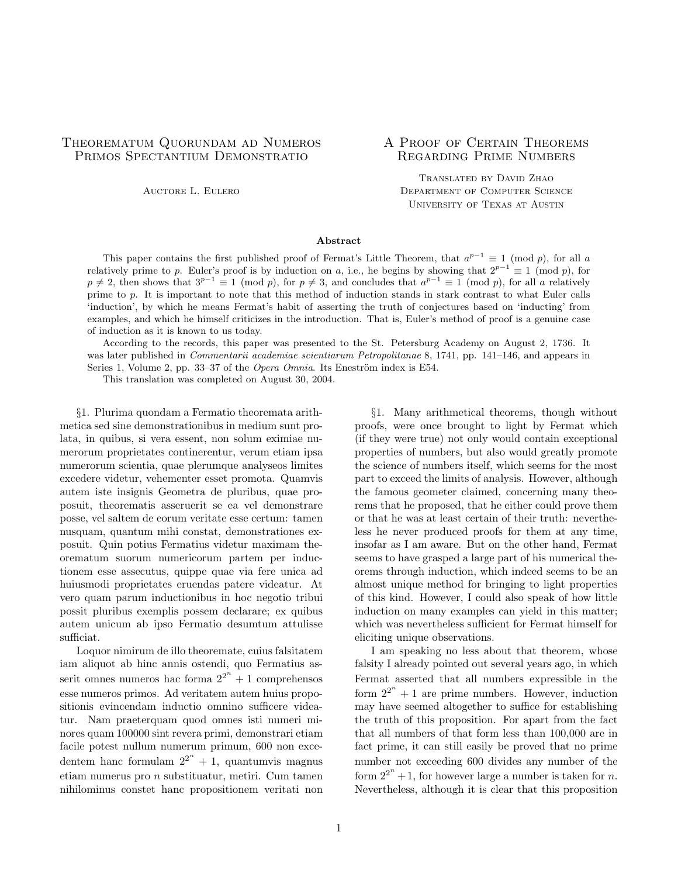# Theorematum Quorundam ad Numeros Primos Spectantium Demonstratio

Auctore L. Eulero

# A Proof of Certain Theorems Regarding Prime Numbers

Translated by David Zhao
Department of Computer Science
University of Texas at Austin

**Abstract**

This paper contains the first published proof of Fermat's Little Theorem, that $a^{p-1} \equiv 1 \pmod p$, for all $a$ relatively prime to $p$. Euler's proof is by induction on $a$, i.e., he begins by showing that $2^{p-1} \equiv 1 \pmod p$, for $p \neq 2$, then shows that $3^{p-1} \equiv 1 \pmod p$, for $p \neq 3$, and concludes that $a^{p-1} \equiv 1 \pmod p$, for all $a$ relatively prime to $p$. It is important to note that this method of induction stands in stark contrast to what Euler calls 'induction', by which he means Fermat's habit of asserting the truth of conjectures based on 'inducting' from examples, and which he himself criticizes in the introduction. That is, Euler's method of proof is a genuine case of induction as it is known to us today.

According to the records, this paper was presented to the St. Petersburg Academy on August 2, 1736. It was later published in *Commentarii academiae scientiarum Petropolitanae* 8, 1741, pp. 141–146, and appears in Series 1, Volume 2, pp. 33–37 of the *Opera Omnia*. Its Eneström index is E54.

This translation was completed on August 30, 2004.

§1. Plurima quondam a Fermatio theoremata arithmetica sed sine demonstrationibus in medium sunt prolata, in quibus, si vera essent, non solum eximiae numerorum proprietates continerentur, verum etiam ipsa numerorum scientia, quae plerumque analyseos limites excedere videtur, vehementer esset promota. Quamvis autem iste insignis Geometra de pluribus, quae proposuit, theorematis asseruerit se ea vel demonstrare posse, vel saltem de eorum veritate esse certum: tamen nusquam, quantum mihi constat, demonstrationes exposuit. Quin potius Fermatius videtur maximam theorematum suorum numericorum partem per inductionem esse assecutus, quippe quae via fere unica ad huiusmodi proprietates eruendas patere videatur. At vero quam parum inductionibus in hoc negotio tribui possit pluribus exemplis possem declarare; ex quibus autem unicum ab ipso Fermatio desumtum attulisse sufficiat.

Loquor nimirum de illo theoremate, cuius falsitatem iam aliquot ab hinc annis ostendi, quo Fermatius asserit omnes numeros hac forma $2^{2^n} + 1$ comprehensos esse numeros primos. Ad veritatem autem huius propositionis evincendam inductio omnino sufficere videatur. Nam praeterquam quod omnes isti numeri minores quam 100000 sint revera primi, demonstrari etiam facile potest nullum numerum primum, 600 non excedentem hanc formulam $2^{2^n} + 1$, quantumvis magnus etiam numerus pro $n$ substituatur, metiri. Cum tamen nihilominus constet hanc propositionem veritati non

§1. Many arithmetical theorems, though without proofs, were once brought to light by Fermat which (if they were true) not only would contain exceptional properties of numbers, but also would greatly promote the science of numbers itself, which seems for the most part to exceed the limits of analysis. However, although the famous geometer claimed, concerning many theorems that he proposed, that he either could prove them or that he was at least certain of their truth: nevertheless he never produced proofs for them at any time, insofar as I am aware. But on the other hand, Fermat seems to have grasped a large part of his numerical theorems through induction, which indeed seems to be an almost unique method for bringing to light properties of this kind. However, I could also speak of how little induction on many examples can yield in this matter; which was nevertheless sufficient for Fermat himself for eliciting unique observations.

I am speaking no less about that theorem, whose falsity I already pointed out several years ago, in which Fermat asserted that all numbers expressible in the form $2^{2^n} + 1$ are prime numbers. However, induction may have seemed altogether to suffice for establishing the truth of this proposition. For apart from the fact that all numbers of that form less than 100,000 are in fact prime, it can still easily be proved that no prime number not exceeding 600 divides any number of the form $2^{2^n} + 1$, for however large a number is taken for $n$. Nevertheless, although it is clear that this proposition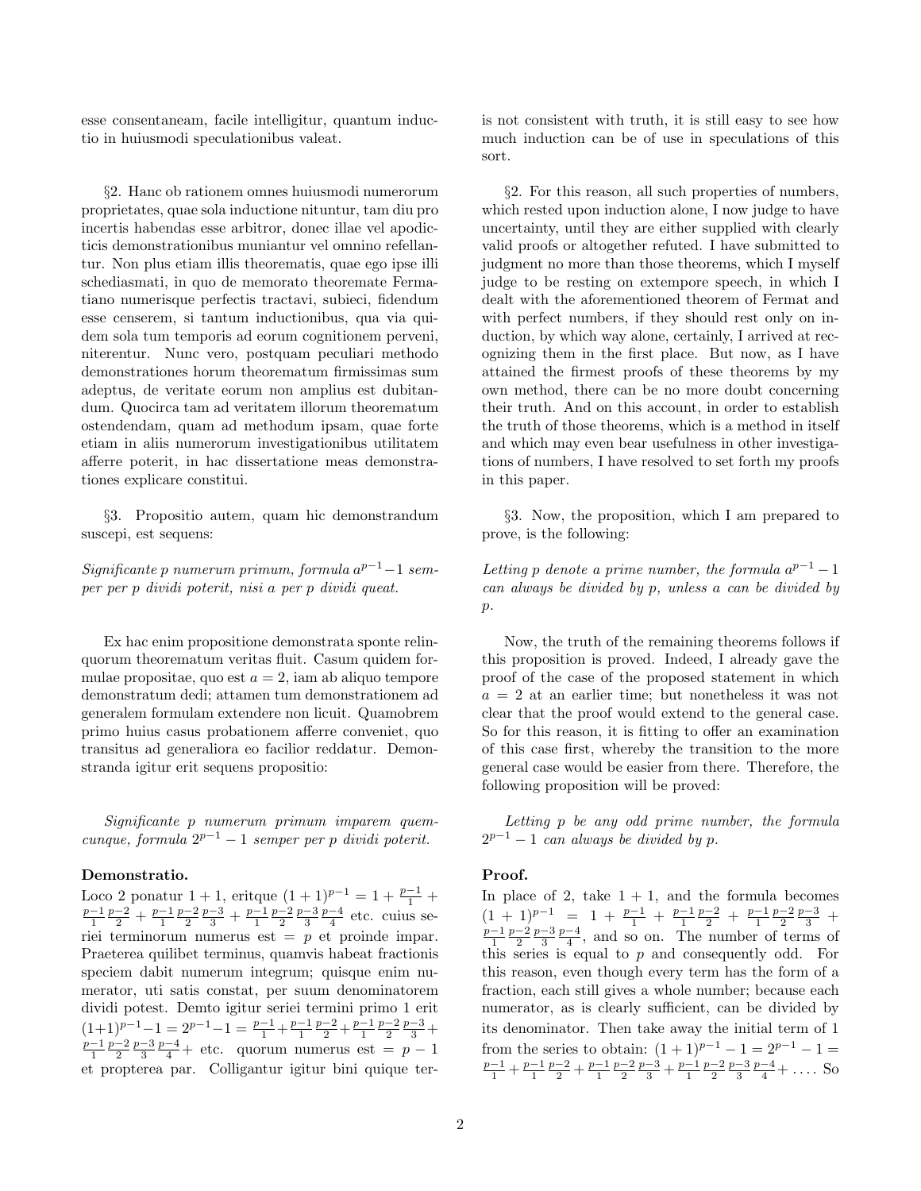esse consentaneam, facile intelligitur, quantum inductio in huiusmodi speculationibus valeat.

§2. Hanc ob rationem omnes huiusmodi numerorum proprietates, quae sola inductione nituntur, tam diu pro incertis habendas esse arbitror, donec illae vel apodicticis demonstrationibus muniantur vel omnino refellantur. Non plus etiam illis theorematis, quae ego ipse illi schediasmati, in quo de memorato theoremate Fermatiano numerisque perfectis tractavi, subieci, fidendum esse censerem, si tantum inductionibus, qua via quidem sola tum temporis ad eorum cognitionem perveni, niterentur. Nunc vero, postquam peculiari methodo demonstrationes horum theorematum firmissimas sum adeptus, de veritate eorum non amplius est dubitandum. Quocirca tam ad veritatem illorum theorematum ostendendam, quam ad methodum ipsam, quae forte etiam in aliis numerorum investigationibus utilitatem afferre poterit, in hac dissertatione meas demonstrationes explicare constitui.

§3. Propositio autem, quam hic demonstrandum suscepi, est sequens:

*Significante p numerum primum, formula $a^{p-1}-1$ semper per p dividi poterit, nisi a per p dividi queat.*

Ex hac enim propositione demonstrata sponte relinquorum theorematum veritas fluit. Casum quidem formulae propositae, quo est $a = 2$, iam ab aliquo tempore demonstratum dedi; attamen tum demonstrationem ad generalem formulam extendere non licuit. Quamobrem primo huius casus probationem afferre conveniet, quo transitus ad generaliora eo facilior reddatur. Demonstranda igitur erit sequens propositio:

*Significante p numerum primum imparem quemcunque, formula $2^{p-1} - 1$ semper per p dividi poterit.*

**Demonstratio.**
Loco 2 ponatur $1 + 1$, eritque $(1+1)^{p-1} = 1 + \frac{p-1}{1} + \frac{p-1}{1}\frac{p-2}{2} + \frac{p-1}{1}\frac{p-2}{2}\frac{p-3}{3} + \frac{p-1}{1}\frac{p-2}{2}\frac{p-3}{3}\frac{p-4}{4}$ etc. cuius seriei terminorum numerus est $= p$ et proinde impar. Praeterea quilibet terminus, quamvis habeat fractionis speciem dabit numerum integrum; quisque enim numerator, uti satis constat, per suum denominatorem dividi potest. Demto igitur seriei termini primo 1 erit $(1+1)^{p-1} - 1 = 2^{p-1} - 1 = \frac{p-1}{1} + \frac{p-1}{1}\frac{p-2}{2} + \frac{p-1}{1}\frac{p-2}{2}\frac{p-3}{3} + \frac{p-1}{1}\frac{p-2}{2}\frac{p-3}{3}\frac{p-4}{4} +$ etc. quorum numerus est $= p - 1$ et propterea par. Colligantur igitur bini quique ter-

is not consistent with truth, it is still easy to see how much induction can be of use in speculations of this sort.

§2. For this reason, all such properties of numbers, which rested upon induction alone, I now judge to have uncertainty, until they are either supplied with clearly valid proofs or altogether refuted. I have submitted to judgment no more than those theorems, which I myself judge to be resting on extempore speech, in which I dealt with the aforementioned theorem of Fermat and with perfect numbers, if they should rest only on induction, by which way alone, certainly, I arrived at recognizing them in the first place. But now, as I have attained the firmest proofs of these theorems by my own method, there can be no more doubt concerning their truth. And on this account, in order to establish the truth of those theorems, which is a method in itself and which may even bear usefulness in other investigations of numbers, I have resolved to set forth my proofs in this paper.

§3. Now, the proposition, which I am prepared to prove, is the following:

*Letting p denote a prime number, the formula $a^{p-1} - 1$ can always be divided by p, unless a can be divided by p.*

Now, the truth of the remaining theorems follows if this proposition is proved. Indeed, I already gave the proof of the case of the proposed statement in which $a = 2$ at an earlier time; but nonetheless it was not clear that the proof would extend to the general case. So for this reason, it is fitting to offer an examination of this case first, whereby the transition to the more general case would be easier from there. Therefore, the following proposition will be proved:

*Letting p be any odd prime number, the formula $2^{p-1} - 1$ can always be divided by p.*

**Proof.**
In place of 2, take $1 + 1$, and the formula becomes $(1+1)^{p-1} = 1 + \frac{p-1}{1} + \frac{p-1}{1}\frac{p-2}{2} + \frac{p-1}{1}\frac{p-2}{2}\frac{p-3}{3} + \frac{p-1}{1}\frac{p-2}{2}\frac{p-3}{3}\frac{p-4}{4}$, and so on. The number of terms of this series is equal to $p$ and consequently odd. For this reason, even though every term has the form of a fraction, each still gives a whole number; because each numerator, as is clearly sufficient, can be divided by its denominator. Then take away the initial term of 1 from the series to obtain: $(1+1)^{p-1} - 1 = 2^{p-1} - 1 = \frac{p-1}{1} + \frac{p-1}{1}\frac{p-2}{2} + \frac{p-1}{1}\frac{p-2}{2}\frac{p-3}{3} + \frac{p-1}{1}\frac{p-2}{2}\frac{p-3}{3}\frac{p-4}{4} + \ldots$. So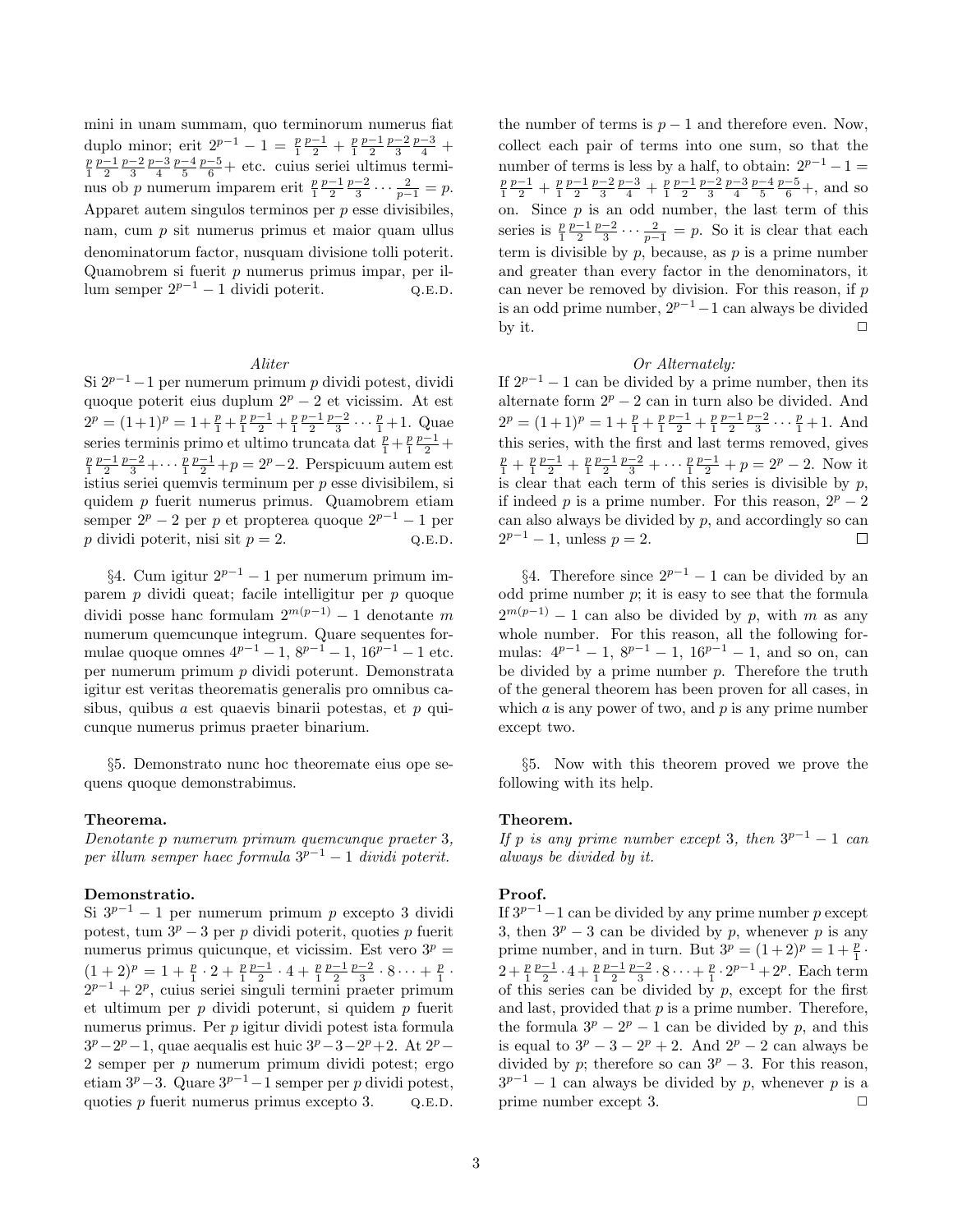mini in unam summam, quo terminorum numerus fiat duplo minor; erit $2^{p-1}-1 = \frac{p}{1}\frac{p-1}{2} + \frac{p}{1}\frac{p-1}{2}\frac{p-2}{3}\frac{p-3}{4} + \frac{p}{1}\frac{p-1}{2}\frac{p-2}{3}\frac{p-3}{4}\frac{p-4}{5}\frac{p-5}{6} +$ etc. cuius seriei ultimus terminus ob $p$ numerum imparem erit $\frac{p}{1}\frac{p-1}{2}\frac{p-2}{3}\cdots\frac{2}{p-1} = p$. Apparet autem singulos terminos per $p$ esse divisibiles, nam, cum $p$ sit numerus primus et maior quam ullus denominatorum factor, nusquam divisione tolli poterit. Quamobrem si fuerit $p$ numerus primus impar, per illum semper $2^{p-1}-1$ dividi poterit. Q.E.D.

*Aliter*

Si $2^{p-1}-1$ per numerum primum $p$ dividi potest, dividi quoque poterit eius duplum $2^p-2$ et vicissim. At est $2^p = (1+1)^p = 1 + \frac{p}{1} + \frac{p}{1}\frac{p-1}{2} + \frac{p}{1}\frac{p-1}{2}\frac{p-2}{3}\cdots\frac{p}{1} + 1$. Quae series terminis primo et ultimo truncata dat $\frac{p}{1} + \frac{p}{1}\frac{p-1}{2} + \frac{p}{1}\frac{p-1}{2}\frac{p-2}{3} + \cdots \frac{p}{1}\frac{p-1}{2} + p = 2^p - 2$. Perspicuum autem est istius seriei quemvis terminum per $p$ esse divisibilem, si quidem $p$ fuerit numerus primus. Quamobrem etiam semper $2^p-2$ per $p$ et propterea quoque $2^{p-1}-1$ per $p$ dividi poterit, nisi sit $p=2$. Q.E.D.

§4. Cum igitur $2^{p-1}-1$ per numerum primum imparem $p$ dividi queat; facile intelligitur per $p$ quoque dividi posse hanc formulam $2^{m(p-1)}-1$ denotante $m$ numerum quemcunque integrum. Quare sequentes formulae quoque omnes $4^{p-1}-1$, $8^{p-1}-1$, $16^{p-1}-1$ etc. per numerum primum $p$ dividi poterunt. Demonstrata igitur est veritas theorematis generalis pro omnibus casibus, quibus $a$ est quaevis binarii potestas, et $p$ quicunque numerus primus praeter binarium.

§5. Demonstrato nunc hoc theoremate eius ope sequens quoque demonstrabimus.

**Theorema.**

*Denotante $p$ numerum primum quemcunque praeter 3, per illum semper haec formula $3^{p-1}-1$ dividi poterit.*

**Demonstratio.**

Si $3^{p-1}-1$ per numerum primum $p$ excepto 3 dividi potest, tum $3^p-3$ per $p$ dividi poterit, quoties $p$ fuerit numerus primus quicunque, et vicissim. Est vero $3^p = (1+2)^p = 1 + \frac{p}{1}\cdot 2 + \frac{p}{1}\frac{p-1}{2}\cdot 4 + \frac{p}{1}\frac{p-1}{2}\frac{p-2}{3}\cdot 8 \cdots + \frac{p}{1}\cdot 2^{p-1} + 2^p$, cuius seriei singuli termini praeter primum et ultimum per $p$ dividi poterunt, si quidem $p$ fuerit numerus primus. Per $p$ igitur dividi potest ista formula $3^p - 2^p - 1$, quae aequalis est huic $3^p - 3 - 2^p + 2$. At $2^p - 2$ semper per $p$ numerum primum dividi potest; ergo etiam $3^p - 3$. Quare $3^{p-1}-1$ semper per $p$ dividi potest, quoties $p$ fuerit numerus primus excepto 3. Q.E.D.

---

the number of terms is $p-1$ and therefore even. Now, collect each pair of terms into one sum, so that the number of terms is less by a half, to obtain: $2^{p-1}-1 = \frac{p}{1}\frac{p-1}{2} + \frac{p}{1}\frac{p-1}{2}\frac{p-2}{3}\frac{p-3}{4} + \frac{p}{1}\frac{p-1}{2}\frac{p-2}{3}\frac{p-3}{4}\frac{p-4}{5}\frac{p-5}{6} +$, and so on. Since $p$ is an odd number, the last term of this series is $\frac{p}{1}\frac{p-1}{2}\frac{p-2}{3}\cdots\frac{2}{p-1} = p$. So it is clear that each term is divisible by $p$, because, as $p$ is a prime number and greater than every factor in the denominators, it can never be removed by division. For this reason, if $p$ is an odd prime number, $2^{p-1}-1$ can always be divided by it. □

*Or Alternately:*

If $2^{p-1}-1$ can be divided by a prime number, then its alternate form $2^p-2$ can in turn also be divided. And $2^p = (1+1)^p = 1 + \frac{p}{1} + \frac{p}{1}\frac{p-1}{2} + \frac{p}{1}\frac{p-1}{2}\frac{p-2}{3}\cdots\frac{p}{1} + 1$. And this series, with the first and last terms removed, gives $\frac{p}{1} + \frac{p}{1}\frac{p-1}{2} + \frac{p}{1}\frac{p-1}{2}\frac{p-2}{3} + \cdots \frac{p}{1}\frac{p-1}{2} + p = 2^p - 2$. Now it is clear that each term of this series is divisible by $p$, if indeed $p$ is a prime number. For this reason, $2^p - 2$ can also always be divided by $p$, and accordingly so can $2^{p-1}-1$, unless $p = 2$. □

§4. Therefore since $2^{p-1}-1$ can be divided by an odd prime number $p$; it is easy to see that the formula $2^{m(p-1)}-1$ can also be divided by $p$, with $m$ as any whole number. For this reason, all the following formulas: $4^{p-1}-1$, $8^{p-1}-1$, $16^{p-1}-1$, and so on, can be divided by a prime number $p$. Therefore the truth of the general theorem has been proven for all cases, in which $a$ is any power of two, and $p$ is any prime number except two.

§5. Now with this theorem proved we prove the following with its help.

**Theorem.**

*If $p$ is any prime number except 3, then $3^{p-1}-1$ can always be divided by it.*

**Proof.**

If $3^{p-1}-1$ can be divided by any prime number $p$ except 3, then $3^p-3$ can be divided by $p$, whenever $p$ is any prime number, and in turn. But $3^p = (1+2)^p = 1 + \frac{p}{1}\cdot 2 + \frac{p}{1}\frac{p-1}{2}\cdot 4 + \frac{p}{1}\frac{p-1}{2}\frac{p-2}{3}\cdot 8 \cdots + \frac{p}{1}\cdot 2^{p-1} + 2^p$. Each term of this series can be divided by $p$, except for the first and last, provided that $p$ is a prime number. Therefore, the formula $3^p - 2^p - 1$ can be divided by $p$, and this is equal to $3^p - 3 - 2^p + 2$. And $2^p - 2$ can always be divided by $p$; therefore so can $3^p - 3$. For this reason, $3^{p-1}-1$ can always be divided by $p$, whenever $p$ is a prime number except 3. □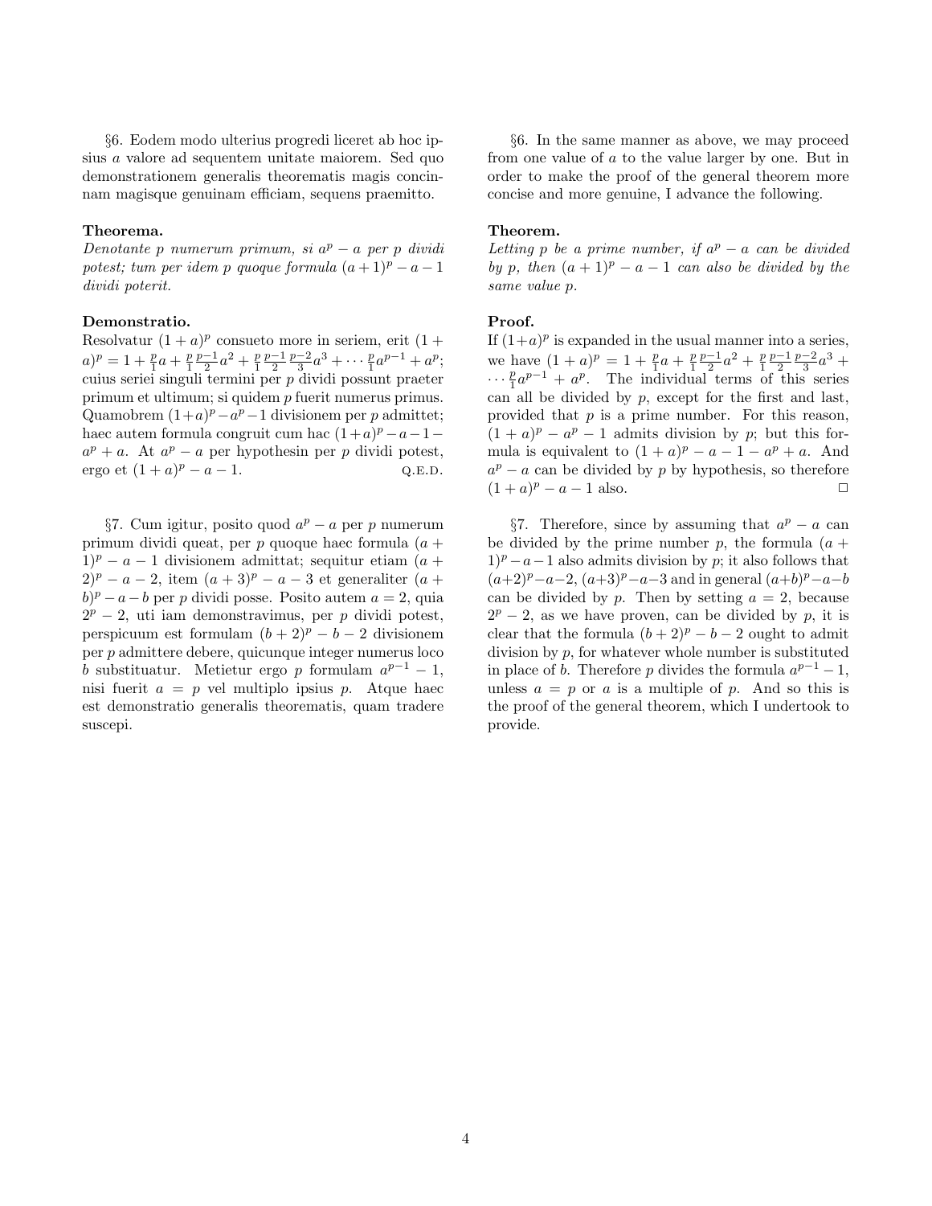§6. Eodem modo ulterius progredi liceret ab hoc ipsius $a$ valore ad sequentem unitate maiorem. Sed quo demonstrationem generalis theorematis magis concinnam magisque genuinam efficiam, sequens praemitto.

**Theorema.**
*Denotante $p$ numerum primum, si $a^p - a$ per $p$ dividi potest; tum per idem $p$ quoque formula $(a+1)^p - a - 1$ dividi poterit.*

**Demonstratio.**
Resolvatur $(1+a)^p$ consueto more in seriem, erit $(1+a)^p = 1 + \frac{p}{1}a + \frac{p}{1}\frac{p-1}{2}a^2 + \frac{p}{1}\frac{p-1}{2}\frac{p-2}{3}a^3 + \cdots \frac{p}{1}a^{p-1} + a^p$; cuius seriei singuli termini per $p$ dividi possunt praeter primum et ultimum; si quidem $p$ fuerit numerus primus. Quamobrem $(1+a)^p - a^p - 1$ divisionem per $p$ admittet; haec autem formula congruit cum hac $(1+a)^p - a - 1 - a^p + a$. At $a^p - a$ per hypothesin per $p$ dividi potest, ergo et $(1+a)^p - a - 1$. Q.E.D.

§7. Cum igitur, posito quod $a^p - a$ per $p$ numerum primum dividi queat, per $p$ quoque haec formula $(a+1)^p - a - 1$ divisionem admittat; sequitur etiam $(a+2)^p - a - 2$, item $(a+3)^p - a - 3$ et generaliter $(a+b)^p - a - b$ per $p$ dividi posse. Posito autem $a = 2$, quia $2^p - 2$, uti iam demonstravimus, per $p$ dividi potest, perspicuum est formulam $(b+2)^p - b - 2$ divisionem per $p$ admittere debere, quicunque integer numerus loco $b$ substituatur. Metietur ergo $p$ formulam $a^{p-1} - 1$, nisi fuerit $a = p$ vel multiplo ipsius $p$. Atque haec est demonstratio generalis theorematis, quam tradere suscepi.

§6. In the same manner as above, we may proceed from one value of $a$ to the value larger by one. But in order to make the proof of the general theorem more concise and more genuine, I advance the following.

**Theorem.**
*Letting $p$ be a prime number, if $a^p - a$ can be divided by $p$, then $(a+1)^p - a - 1$ can also be divided by the same value $p$.*

**Proof.**
If $(1+a)^p$ is expanded in the usual manner into a series, we have $(1+a)^p = 1 + \frac{p}{1}a + \frac{p}{1}\frac{p-1}{2}a^2 + \frac{p}{1}\frac{p-1}{2}\frac{p-2}{3}a^3 + \cdots \frac{p}{1}a^{p-1} + a^p$. The individual terms of this series can all be divided by $p$, except for the first and last, provided that $p$ is a prime number. For this reason, $(1+a)^p - a^p - 1$ admits division by $p$; but this formula is equivalent to $(1+a)^p - a - 1 - a^p + a$. And $a^p - a$ can be divided by $p$ by hypothesis, so therefore $(1+a)^p - a - 1$ also. □

§7. Therefore, since by assuming that $a^p - a$ can be divided by the prime number $p$, the formula $(a+1)^p - a - 1$ also admits division by $p$; it also follows that $(a+2)^p - a - 2$, $(a+3)^p - a - 3$ and in general $(a+b)^p - a - b$ can be divided by $p$. Then by setting $a = 2$, because $2^p - 2$, as we have proven, can be divided by $p$, it is clear that the formula $(b+2)^p - b - 2$ ought to admit division by $p$, for whatever whole number is substituted in place of $b$. Therefore $p$ divides the formula $a^{p-1} - 1$, unless $a = p$ or $a$ is a multiple of $p$. And so this is the proof of the general theorem, which I undertook to provide.